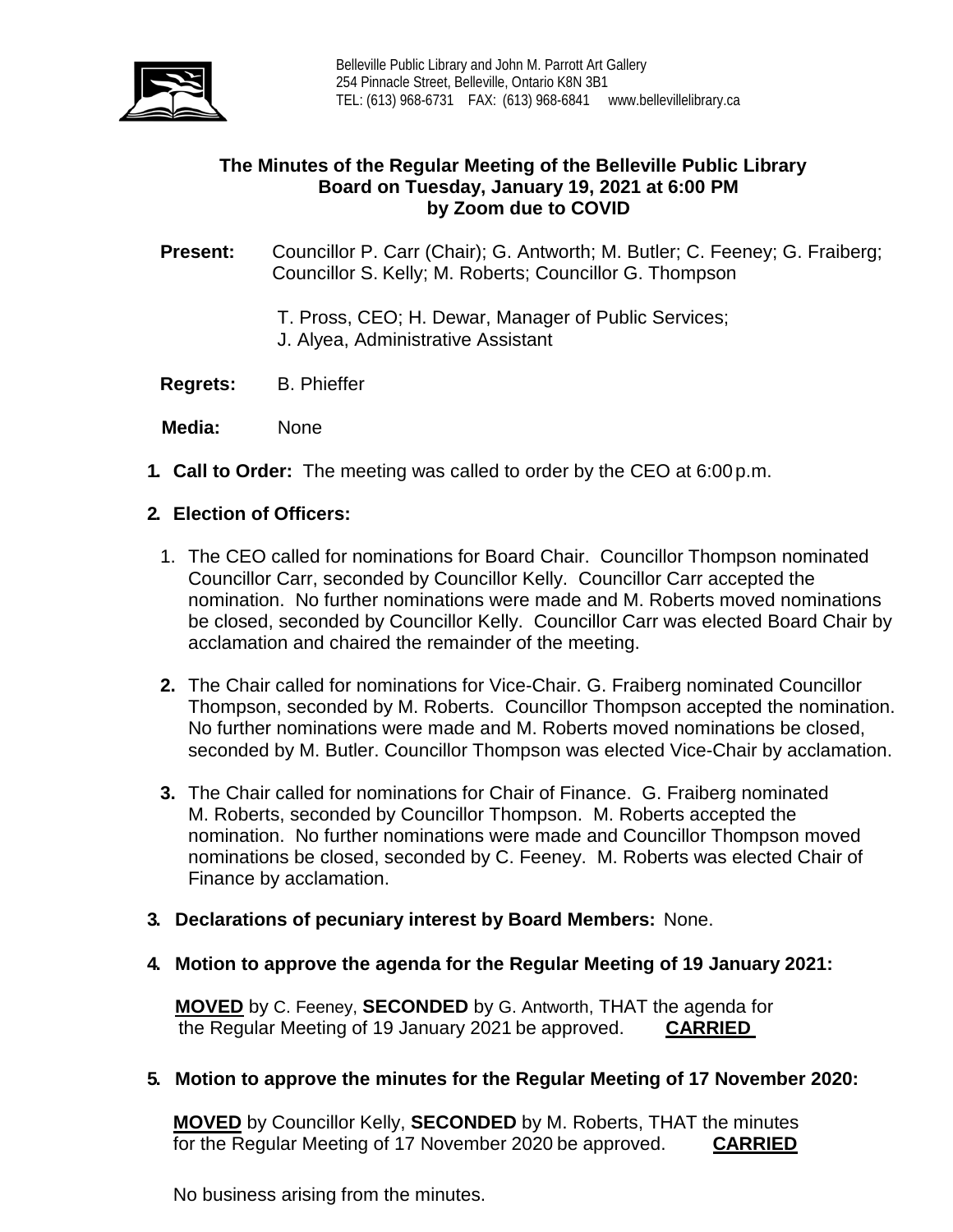Belleville Public Library and John M. Parrott Art Gallery
254 Pinnacle Street, Belleville, Ontario K8N 3B1
TEL: (613) 968-6731 FAX: (613) 968-6841 www.bellevillelibrary.ca

# The Minutes of the Regular Meeting of the Belleville Public Library Board on Tuesday, January 19, 2021 at 6:00 PM by Zoom due to COVID

**Present:** Councillor P. Carr (Chair); G. Antworth; M. Butler; C. Feeney; G. Fraiberg; Councillor S. Kelly; M. Roberts; Councillor G. Thompson

T. Pross, CEO; H. Dewar, Manager of Public Services; J. Alyea, Administrative Assistant

**Regrets:** B. Phieffer

**Media:** None

**1. Call to Order:** The meeting was called to order by the CEO at 6:00 p.m.

**2. Election of Officers:**

1. The CEO called for nominations for Board Chair. Councillor Thompson nominated Councillor Carr, seconded by Councillor Kelly. Councillor Carr accepted the nomination. No further nominations were made and M. Roberts moved nominations be closed, seconded by Councillor Kelly. Councillor Carr was elected Board Chair by acclamation and chaired the remainder of the meeting.

2. The Chair called for nominations for Vice-Chair. G. Fraiberg nominated Councillor Thompson, seconded by M. Roberts. Councillor Thompson accepted the nomination. No further nominations were made and M. Roberts moved nominations be closed, seconded by M. Butler. Councillor Thompson was elected Vice-Chair by acclamation.

3. The Chair called for nominations for Chair of Finance. G. Fraiberg nominated M. Roberts, seconded by Councillor Thompson. M. Roberts accepted the nomination. No further nominations were made and Councillor Thompson moved nominations be closed, seconded by C. Feeney. M. Roberts was elected Chair of Finance by acclamation.

**3. Declarations of pecuniary interest by Board Members:** None.

**4. Motion to approve the agenda for the Regular Meeting of 19 January 2021:**

**MOVED** by C. Feeney, **SECONDED** by G. Antworth, THAT the agenda for the Regular Meeting of 19 January 2021 be approved. **CARRIED**

**5. Motion to approve the minutes for the Regular Meeting of 17 November 2020:**

**MOVED** by Councillor Kelly, **SECONDED** by M. Roberts, THAT the minutes for the Regular Meeting of 17 November 2020 be approved. **CARRIED**

No business arising from the minutes.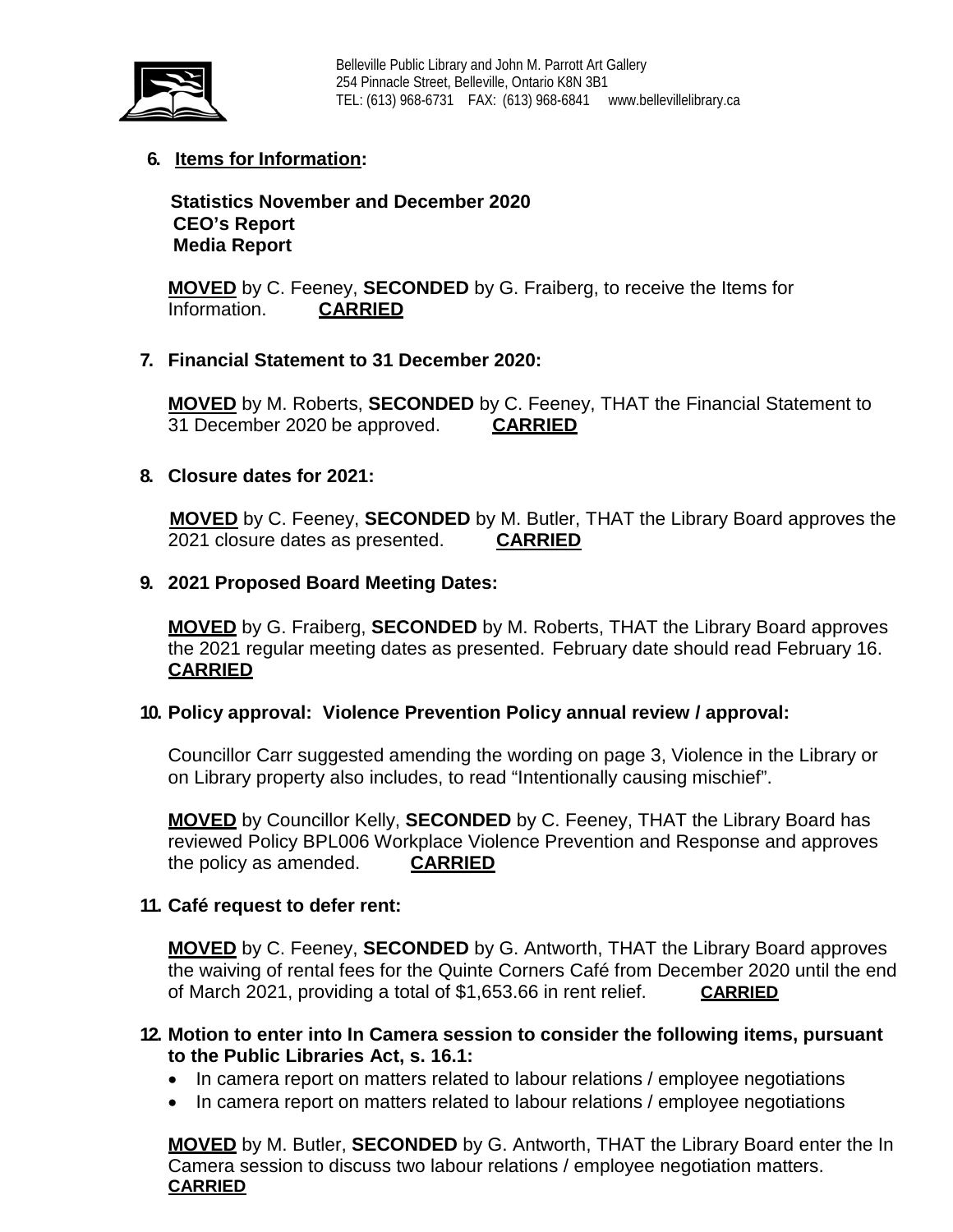6. **Items for Information:**

**Statistics November and December 2020**
**CEO's Report**
**Media Report**

**MOVED** by C. Feeney, **SECONDED** by G. Fraiberg, to receive the Items for Information. **CARRIED**

7. **Financial Statement to 31 December 2020:**

**MOVED** by M. Roberts, **SECONDED** by C. Feeney, THAT the Financial Statement to 31 December 2020 be approved. **CARRIED**

8. **Closure dates for 2021:**

**MOVED** by C. Feeney, **SECONDED** by M. Butler, THAT the Library Board approves the 2021 closure dates as presented. **CARRIED**

9. **2021 Proposed Board Meeting Dates:**

**MOVED** by G. Fraiberg, **SECONDED** by M. Roberts, THAT the Library Board approves the 2021 regular meeting dates as presented. February date should read February 16. **CARRIED**

10. **Policy approval: Violence Prevention Policy annual review / approval:**

Councillor Carr suggested amending the wording on page 3, Violence in the Library or on Library property also includes, to read "Intentionally causing mischief".

**MOVED** by Councillor Kelly, **SECONDED** by C. Feeney, THAT the Library Board has reviewed Policy BPL006 Workplace Violence Prevention and Response and approves the policy as amended. **CARRIED**

11. **Café request to defer rent:**

**MOVED** by C. Feeney, **SECONDED** by G. Antworth, THAT the Library Board approves the waiving of rental fees for the Quinte Corners Café from December 2020 until the end of March 2021, providing a total of $1,653.66 in rent relief. **CARRIED**

12. **Motion to enter into In Camera session to consider the following items, pursuant to the Public Libraries Act, s. 16.1:**

- In camera report on matters related to labour relations / employee negotiations
- In camera report on matters related to labour relations / employee negotiations

**MOVED** by M. Butler, **SECONDED** by G. Antworth, THAT the Library Board enter the In Camera session to discuss two labour relations / employee negotiation matters. **CARRIED**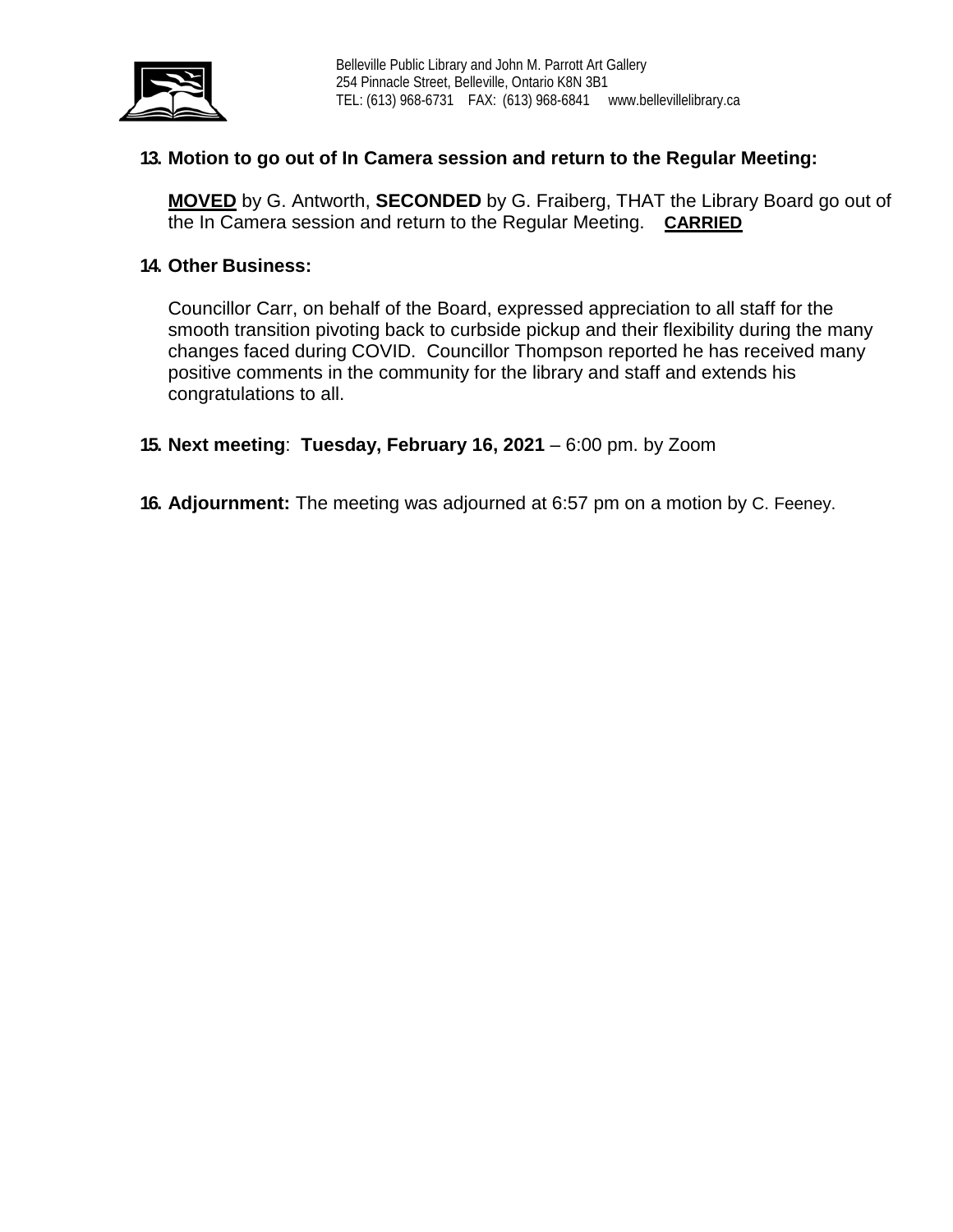Belleville Public Library and John M. Parrott Art Gallery
254 Pinnacle Street, Belleville, Ontario K8N 3B1
TEL: (613) 968-6731 FAX: (613) 968-6841 www.bellevillelibrary.ca

**13. Motion to go out of In Camera session and return to the Regular Meeting:**

**MOVED** by G. Antworth, **SECONDED** by G. Fraiberg, THAT the Library Board go out of the In Camera session and return to the Regular Meeting. **CARRIED**

**14. Other Business:**

Councillor Carr, on behalf of the Board, expressed appreciation to all staff for the smooth transition pivoting back to curbside pickup and their flexibility during the many changes faced during COVID. Councillor Thompson reported he has received many positive comments in the community for the library and staff and extends his congratulations to all.

**15. Next meeting**: **Tuesday, February 16, 2021** – 6:00 pm. by Zoom

**16. Adjournment:** The meeting was adjourned at 6:57 pm on a motion by C. Feeney.